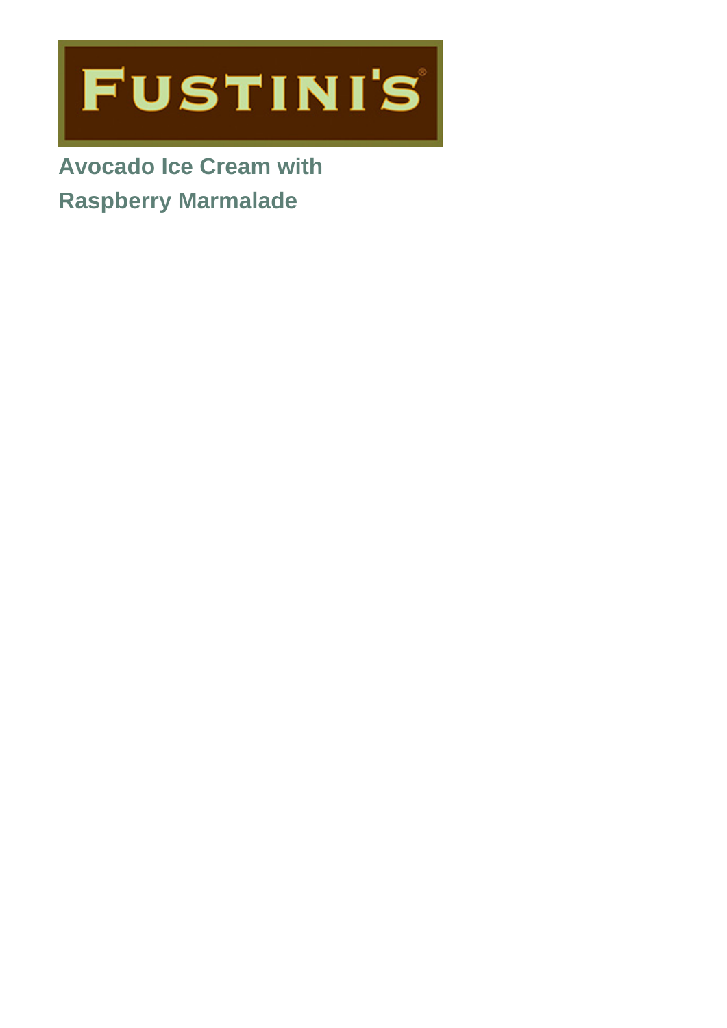FUSTINI'S

# Avocado Ice Cream with Raspberry Marmalade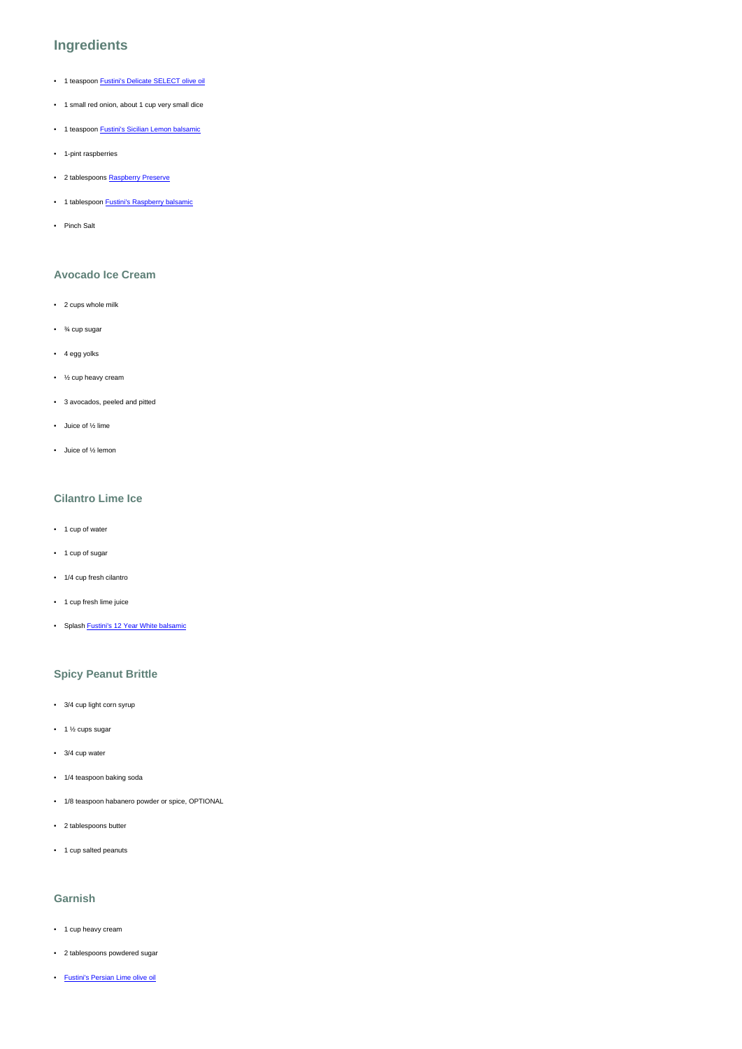## Ingredients

- 1 teaspoon Fustini's Delicate SELECT olive oil
- 1 small red onion, about 1 cup very small dice
- 1 teaspoon Fustini's Sicilian Lemon balsamic
- 1-pint raspberries
- 2 tablespoons Raspberry Preserve
- 1 tablespoon Fustini's Raspberry balsamic
- Pinch Salt

### Avocado Ice Cream

- 2 cups whole milk
- ¾ cup sugar
- 4 egg yolks
- ½ cup heavy cream
- 3 avocados, peeled and pitted
- Juice of ½ lime
- Juice of ½ lemon

### Cilantro Lime Ice

- 1 cup of water
- 1 cup of sugar
- 1/4 cup fresh cilantro
- 1 cup fresh lime juice
- Splash Fustini's 12 Year White balsamic

### Spicy Peanut Brittle

- 3/4 cup light corn syrup
- 1 ½ cups sugar
- 3/4 cup water
- 1/4 teaspoon baking soda
- 1/8 teaspoon habanero powder or spice, OPTIONAL
- 2 tablespoons butter
- 1 cup salted peanuts

### Garnish

- 1 cup heavy cream
- 2 tablespoons powdered sugar
- Fustini's Persian Lime olive oil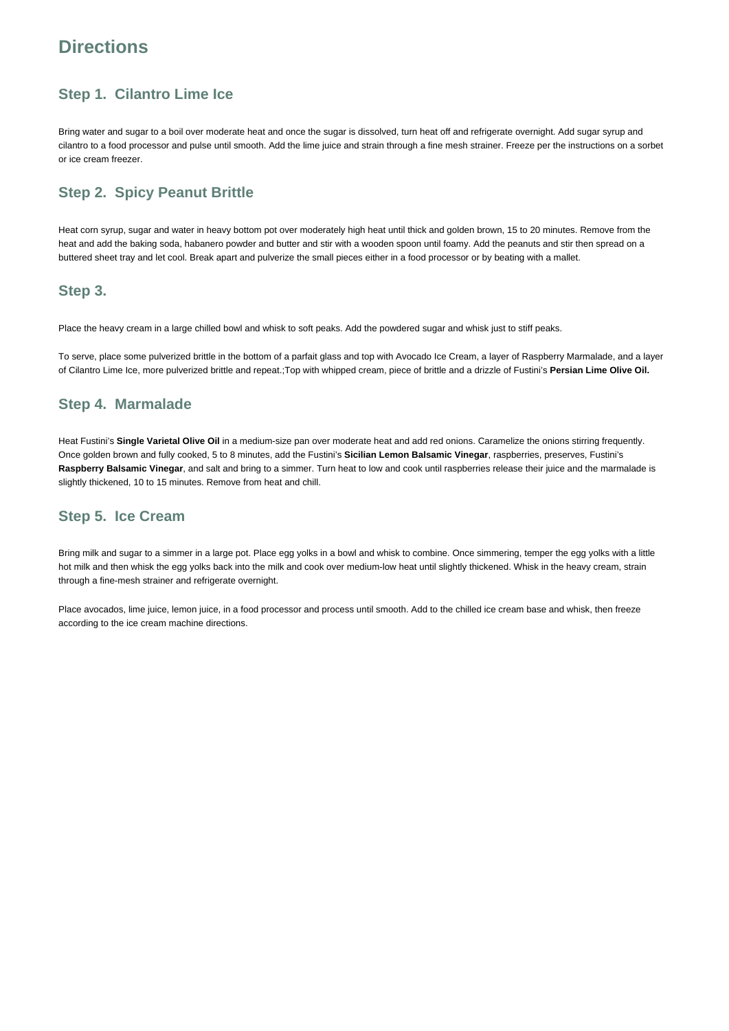# Directions

## Step 1. Cilantro Lime Ice

Bring water and sugar to a boil over moderate heat and once the sugar is dissolved, turn heat off and refrigerate overnight. Add sugar syrup and cilantro to a food processor and pulse until smooth. Add the lime juice and strain through a fine mesh strainer. Freeze per the instructions on a sorbet or ice cream freezer.

## Step 2. Spicy Peanut Brittle

Heat corn syrup, sugar and water in heavy bottom pot over moderately high heat until thick and golden brown, 15 to 20 minutes. Remove from the heat and add the baking soda, habanero powder and butter and stir with a wooden spoon until foamy. Add the peanuts and stir then spread on a buttered sheet tray and let cool. Break apart and pulverize the small pieces either in a food processor or by beating with a mallet.

## Step 3.

Place the heavy cream in a large chilled bowl and whisk to soft peaks. Add the powdered sugar and whisk just to stiff peaks.

To serve, place some pulverized brittle in the bottom of a parfait glass and top with Avocado Ice Cream, a layer of Raspberry Marmalade, and a layer of Cilantro Lime Ice, more pulverized brittle and repeat.;Top with whipped cream, piece of brittle and a drizzle of Fustini's **Persian Lime Olive Oil.**

## Step 4. Marmalade

Heat Fustini's **Single Varietal Olive Oil** in a medium-size pan over moderate heat and add red onions. Caramelize the onions stirring frequently. Once golden brown and fully cooked, 5 to 8 minutes, add the Fustini's **Sicilian Lemon Balsamic Vinegar**, raspberries, preserves, Fustini's **Raspberry Balsamic Vinegar**, and salt and bring to a simmer. Turn heat to low and cook until raspberries release their juice and the marmalade is slightly thickened, 10 to 15 minutes. Remove from heat and chill.

## Step 5. Ice Cream

Bring milk and sugar to a simmer in a large pot. Place egg yolks in a bowl and whisk to combine. Once simmering, temper the egg yolks with a little hot milk and then whisk the egg yolks back into the milk and cook over medium-low heat until slightly thickened. Whisk in the heavy cream, strain through a fine-mesh strainer and refrigerate overnight.

Place avocados, lime juice, lemon juice, in a food processor and process until smooth. Add to the chilled ice cream base and whisk, then freeze according to the ice cream machine directions.